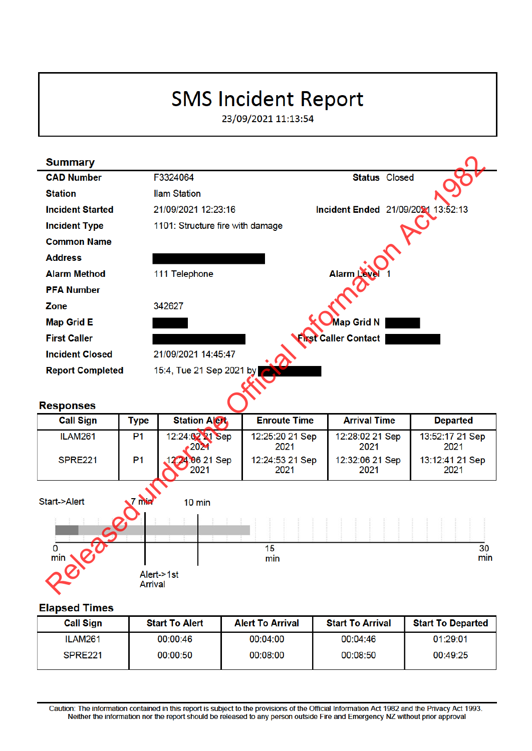# SMS Incident Report

23/09/2021 11:13:54

## Summary

| | | | |
|---|---|---|---|
| **CAD Number** | F3324064 | **Status** | Closed |
| **Station** | Ilam Station | | |
| **Incident Started** | 21/09/2021 12:23:16 | **Incident Ended** | 21/09/2021 13:52:13 |
| **Incident Type** | 1101: Structure fire with damage | | |
| **Common Name** | | | |
| **Address** | [redacted] | | |
| **Alarm Method** | 111 Telephone | **Alarm Level** | 1 |
| **PFA Number** | | | |
| **Zone** | 342627 | | |
| **Map Grid E** | [redacted] | **Map Grid N** | [redacted] |
| **First Caller** | [redacted] | **First Caller Contact** | [redacted] |
| **Incident Closed** | 21/09/2021 14:45:47 | | |
| **Report Completed** | 15:4, Tue 21 Sep 2021 by [redacted] | | |

## Responses

| Call Sign | Type | Station Alert | Enroute Time | Arrival Time | Departed |
|---|---|---|---|---|---|
| ILAM261 | P1 | 12:24:02 21 Sep 2021 | 12:25:20 21 Sep 2021 | 12:28:02 21 Sep 2021 | 13:52:17 21 Sep 2021 |
| SPRE221 | P1 | 12:24:06 21 Sep 2021 | 12:24:53 21 Sep 2021 | 12:32:06 21 Sep 2021 | 13:12:41 21 Sep 2021 |

Start->Alert 7 min 10 min

0 min 15 min 30 min

Alert->1st Arrival

## Elapsed Times

| Call Sign | Start To Alert | Alert To Arrival | Start To Arrival | Start To Departed |
|---|---|---|---|---|
| ILAM261 | 00:00:46 | 00:04:00 | 00:04:46 | 01:29:01 |
| SPRE221 | 00:00:50 | 00:08:00 | 00:08:50 | 00:49:25 |

Caution: The information contained in this report is subject to the provisions of the Official Information Act 1982 and the Privacy Act 1993. Neither the information nor the report should be released to any person outside Fire and Emergency NZ without prior approval

Released under the Official Information Act 1982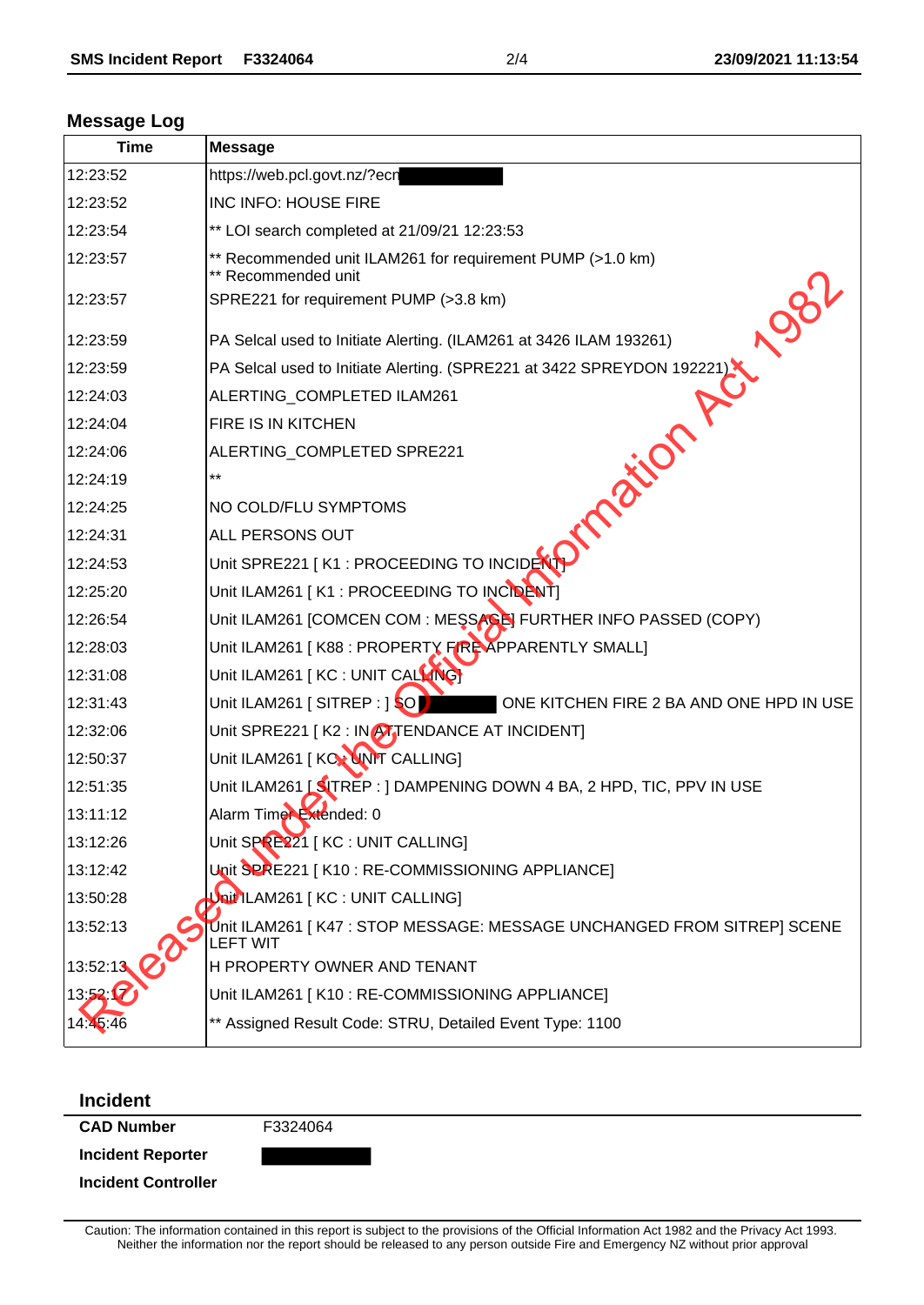## Message Log

| Time | Message |
|---|---|
| 12:23:52 | https://web.pcl.govt.nz/?ecn |
| 12:23:52 | INC INFO: HOUSE FIRE |
| 12:23:54 | ** LOI search completed at 21/09/21 12:23:53 |
| 12:23:57 | ** Recommended unit ILAM261 for requirement PUMP (>1.0 km) ** Recommended unit |
| 12:23:57 | SPRE221 for requirement PUMP (>3.8 km) |
| 12:23:59 | PA Selcal used to Initiate Alerting. (ILAM261 at 3426 ILAM 193261) |
| 12:23:59 | PA Selcal used to Initiate Alerting. (SPRE221 at 3422 SPREYDON 192221) |
| 12:24:03 | ALERTING_COMPLETED ILAM261 |
| 12:24:04 | FIRE IS IN KITCHEN |
| 12:24:06 | ALERTING_COMPLETED SPRE221 |
| 12:24:19 | ** |
| 12:24:25 | NO COLD/FLU SYMPTOMS |
| 12:24:31 | ALL PERSONS OUT |
| 12:24:53 | Unit SPRE221 [ K1 : PROCEEDING TO INCIDENT] |
| 12:25:20 | Unit ILAM261 [ K1 : PROCEEDING TO INCIDENT] |
| 12:26:54 | Unit ILAM261 [COMCEN COM : MESSAGE] FURTHER INFO PASSED (COPY) |
| 12:28:03 | Unit ILAM261 [ K88 : PROPERTY FIRE APPARENTLY SMALL] |
| 12:31:08 | Unit ILAM261 [ KC : UNIT CALLING] |
| 12:31:43 | Unit ILAM261 [ SITREP : ] SO ONE KITCHEN FIRE 2 BA AND ONE HPD IN USE |
| 12:32:06 | Unit SPRE221 [ K2 : IN ATTENDANCE AT INCIDENT] |
| 12:50:37 | Unit ILAM261 [ KC : UNIT CALLING] |
| 12:51:35 | Unit ILAM261 [ SITREP : ] DAMPENING DOWN 4 BA, 2 HPD, TIC, PPV IN USE |
| 13:11:12 | Alarm Timer Extended: 0 |
| 13:12:26 | Unit SPRE221 [ KC : UNIT CALLING] |
| 13:12:42 | Unit SPRE221 [ K10 : RE-COMMISSIONING APPLIANCE] |
| 13:50:28 | Unit ILAM261 [ KC : UNIT CALLING] |
| 13:52:13 | Unit ILAM261 [ K47 : STOP MESSAGE: MESSAGE UNCHANGED FROM SITREP] SCENE LEFT WIT |
| 13:52:13 | H PROPERTY OWNER AND TENANT |
| 13:52:17 | Unit ILAM261 [ K10 : RE-COMMISSIONING APPLIANCE] |
| 14:45:46 | ** Assigned Result Code: STRU, Detailed Event Type: 1100 |

Released under the Official Information Act 1982

## Incident

| | |
|---|---|
| **CAD Number** | F3324064 |
| **Incident Reporter** | |
| **Incident Controller** | |

Caution: The information contained in this report is subject to the provisions of the Official Information Act 1982 and the Privacy Act 1993. Neither the information nor the report should be released to any person outside Fire and Emergency NZ without prior approval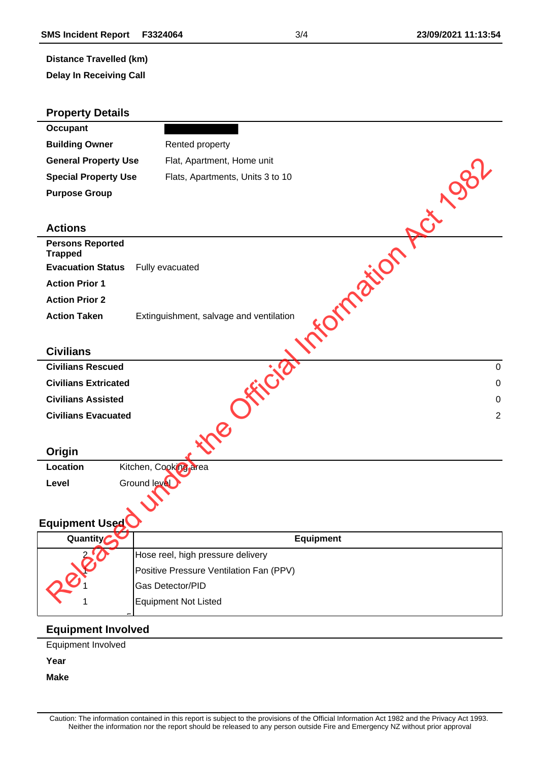**Distance Travelled (km)**

**Delay In Receiving Call**

## Property Details

| | |
|---|---|
| **Occupant** | ████████ |
| **Building Owner** | Rented property |
| **General Property Use** | Flat, Apartment, Home unit |
| **Special Property Use** | Flats, Apartments, Units 3 to 10 |
| **Purpose Group** | |

## Actions

| | |
|---|---|
| **Persons Reported Trapped** | |
| **Evacuation Status** | Fully evacuated |
| **Action Prior 1** | |
| **Action Prior 2** | |
| **Action Taken** | Extinguishment, salvage and ventilation |

## Civilians

| | |
|---|---|
| **Civilians Rescued** | 0 |
| **Civilians Extricated** | 0 |
| **Civilians Assisted** | 0 |
| **Civilians Evacuated** | 2 |

## Origin

| | |
|---|---|
| **Location** | Kitchen, Cooking area |
| **Level** | Ground level |

## Equipment Used

| Quantity | Equipment |
|---|---|
| 2 | Hose reel, high pressure delivery |
| 1 | Positive Pressure Ventilation Fan (PPV) |
| 1 | Gas Detector/PID |
| 1 | Equipment Not Listed |

## Equipment Involved

Equipment Involved

**Year**

**Make**

Released under the Official Information Act 1982

Caution: The information contained in this report is subject to the provisions of the Official Information Act 1982 and the Privacy Act 1993. Neither the information nor the report should be released to any person outside Fire and Emergency NZ without prior approval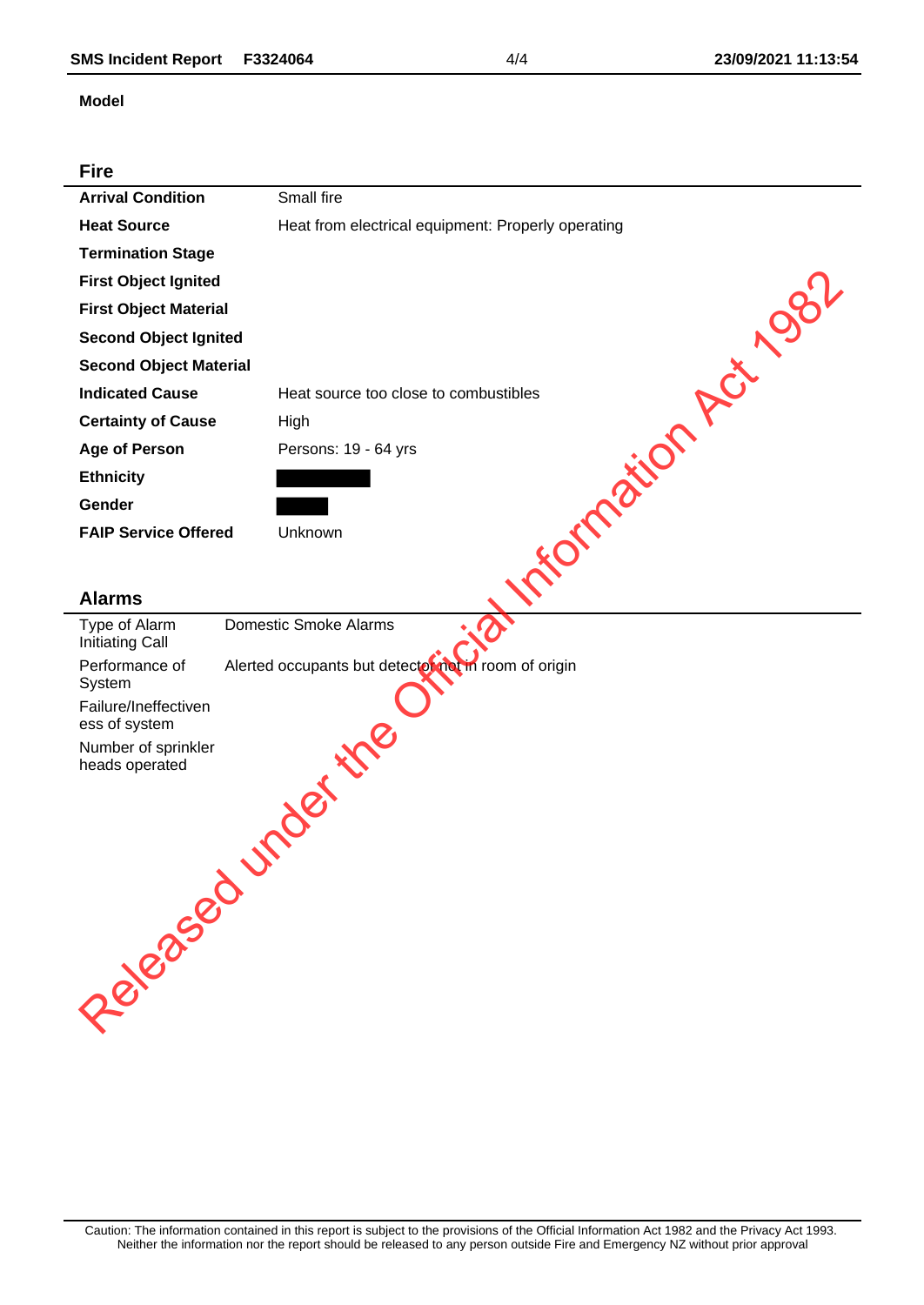**Model**

## Fire

| | |
|---|---|
| **Arrival Condition** | Small fire |
| **Heat Source** | Heat from electrical equipment: Properly operating |
| **Termination Stage** | |
| **First Object Ignited** | |
| **First Object Material** | |
| **Second Object Ignited** | |
| **Second Object Material** | |
| **Indicated Cause** | Heat source too close to combustibles |
| **Certainty of Cause** | High |
| **Age of Person** | Persons: 19 - 64 yrs |
| **Ethnicity** | ████████ |
| **Gender** | ████ |
| **FAIP Service Offered** | Unknown |

Released under the Official Information Act 1982

## Alarms

| | |
|---|---|
| Type of Alarm Initiating Call | Domestic Smoke Alarms |
| Performance of System | Alerted occupants but detector not in room of origin |
| Failure/Ineffectiveness of system | |
| Number of sprinkler heads operated | |

Caution: The information contained in this report is subject to the provisions of the Official Information Act 1982 and the Privacy Act 1993. Neither the information nor the report should be released to any person outside Fire and Emergency NZ without prior approval